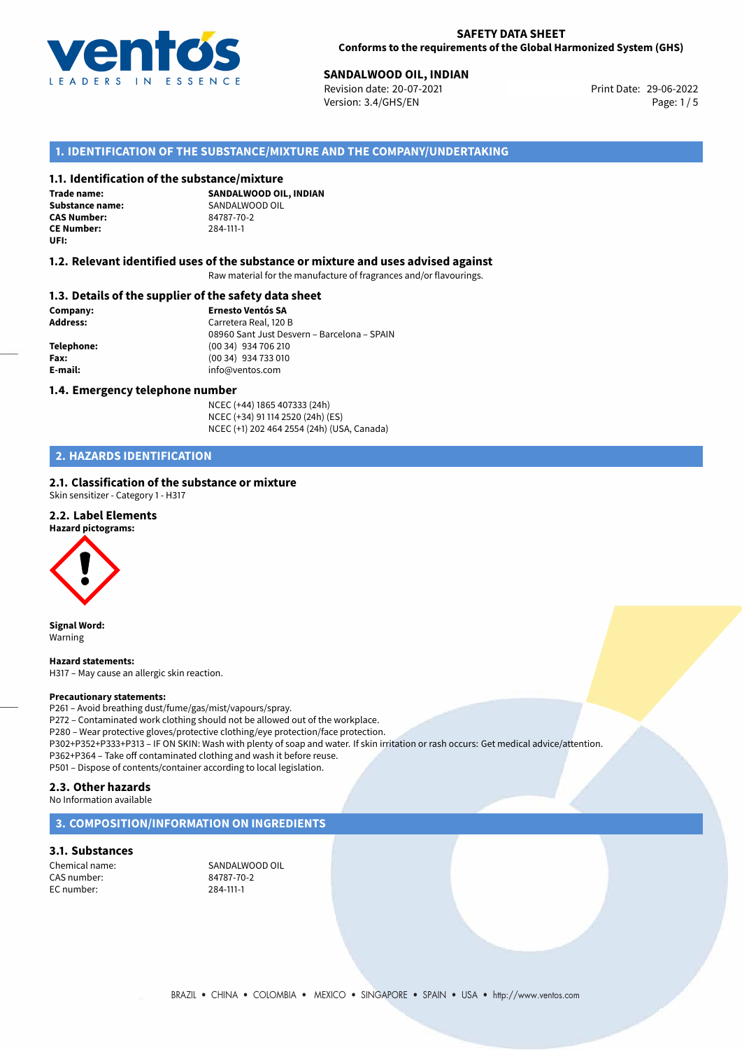**SAFETY DATA SHEET**
**Conforms to the requirements of the Global Harmonized System (GHS)**

**SANDALWOOD OIL, INDIAN**
Revision date: 20-07-2021
Version: 3.4/GHS/EN
Print Date: 29-06-2022

## 1. IDENTIFICATION OF THE SUBSTANCE/MIXTURE AND THE COMPANY/UNDERTAKING

### 1.1. Identification of the substance/mixture

| | |
|---|---|
| **Trade name:** | **SANDALWOOD OIL, INDIAN** |
| **Substance name:** | SANDALWOOD OIL |
| **CAS Number:** | 84787-70-2 |
| **CE Number:** | 284-111-1 |
| **UFI:** | |

### 1.2. Relevant identified uses of the substance or mixture and uses advised against

Raw material for the manufacture of fragrances and/or flavourings.

### 1.3. Details of the supplier of the safety data sheet

| | |
|---|---|
| **Company:** | **Ernesto Ventós SA** |
| **Address:** | Carretera Real, 120 B<br>08960 Sant Just Desvern – Barcelona – SPAIN |
| **Telephone:** | (00 34) 934 706 210 |
| **Fax:** | (00 34) 934 733 010 |
| **E-mail:** | info@ventos.com |

### 1.4. Emergency telephone number

NCEC (+44) 1865 407333 (24h)
NCEC (+34) 91 114 2520 (24h) (ES)
NCEC (+1) 202 464 2554 (24h) (USA, Canada)

## 2. HAZARDS IDENTIFICATION

### 2.1. Classification of the substance or mixture

Skin sensitizer - Category 1 - H317

### 2.2. Label Elements

**Hazard pictograms:**

**Signal Word:**
Warning

**Hazard statements:**
H317 – May cause an allergic skin reaction.

**Precautionary statements:**
P261 – Avoid breathing dust/fume/gas/mist/vapours/spray.
P272 – Contaminated work clothing should not be allowed out of the workplace.
P280 – Wear protective gloves/protective clothing/eye protection/face protection.
P302+P352+P333+P313 – IF ON SKIN: Wash with plenty of soap and water. If skin irritation or rash occurs: Get medical advice/attention.
P362+P364 – Take off contaminated clothing and wash it before reuse.
P501 – Dispose of contents/container according to local legislation.

### 2.3. Other hazards

No Information available

## 3. COMPOSITION/INFORMATION ON INGREDIENTS

### 3.1. Substances

| | |
|---|---|
| Chemical name: | SANDALWOOD OIL |
| CAS number: | 84787-70-2 |
| EC number: | 284-111-1 |

BRAZIL • CHINA • COLOMBIA • MEXICO • SINGAPORE • SPAIN • USA • http://www.ventos.com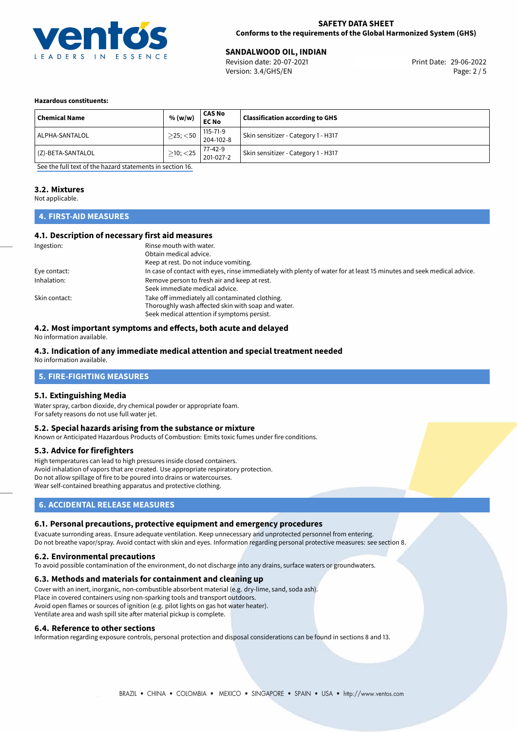**Hazardous constituents:**

| Chemical Name | % (w/w) | CAS No<br>EC No | Classification according to GHS |
|---|---|---|---|
| ALPHA-SANTALOL | $\geq$25; $<$50 | 115-71-9<br>204-102-8 | Skin sensitizer - Category 1 - H317 |
| (Z)-BETA-SANTALOL | $\geq$10; $<$25 | 77-42-9<br>201-027-2 | Skin sensitizer - Category 1 - H317 |

See the full text of the hazard statements in section 16.

### 3.2. Mixtures

Not applicable.

## 4. FIRST-AID MEASURES

### 4.1. Description of necessary first aid measures

Ingestion: Rinse mouth with water.
Obtain medical advice.
Keep at rest. Do not induce vomiting.

Eye contact: In case of contact with eyes, rinse immediately with plenty of water for at least 15 minutes and seek medical advice.

Inhalation: Remove person to fresh air and keep at rest.
Seek immediate medical advice.

Skin contact: Take off immediately all contaminated clothing.
Thoroughly wash affected skin with soap and water.
Seek medical attention if symptoms persist.

### 4.2. Most important symptoms and effects, both acute and delayed

No information available.

### 4.3. Indication of any immediate medical attention and special treatment needed

No information available.

## 5. FIRE-FIGHTING MEASURES

### 5.1. Extinguishing Media

Water spray, carbon dioxide, dry chemical powder or appropriate foam.
For safety reasons do not use full water jet.

### 5.2. Special hazards arising from the substance or mixture

Known or Anticipated Hazardous Products of Combustion: Emits toxic fumes under fire conditions.

### 5.3. Advice for firefighters

High temperatures can lead to high pressures inside closed containers.
Avoid inhalation of vapors that are created. Use appropriate respiratory protection.
Do not allow spillage of fire to be poured into drains or watercourses.
Wear self-contained breathing apparatus and protective clothing.

## 6. ACCIDENTAL RELEASE MEASURES

### 6.1. Personal precautions, protective equipment and emergency procedures

Evacuate surronding areas. Ensure adequate ventilation. Keep unnecessary and unprotected personnel from entering.
Do not breathe vapor/spray. Avoid contact with skin and eyes. Information regarding personal protective measures: see section 8.

### 6.2. Environmental precautions

To avoid possible contamination of the environment, do not discharge into any drains, surface waters or groundwaters.

### 6.3. Methods and materials for containment and cleaning up

Cover with an inert, inorganic, non-combustible absorbent material (e.g. dry-lime, sand, soda ash).
Place in covered containers using non-sparking tools and transport outdoors.
Avoid open flames or sources of ignition (e.g. pilot lights on gas hot water heater).
Ventilate area and wash spill site after material pickup is complete.

### 6.4. Reference to other sections

Information regarding exposure controls, personal protection and disposal considerations can be found in sections 8 and 13.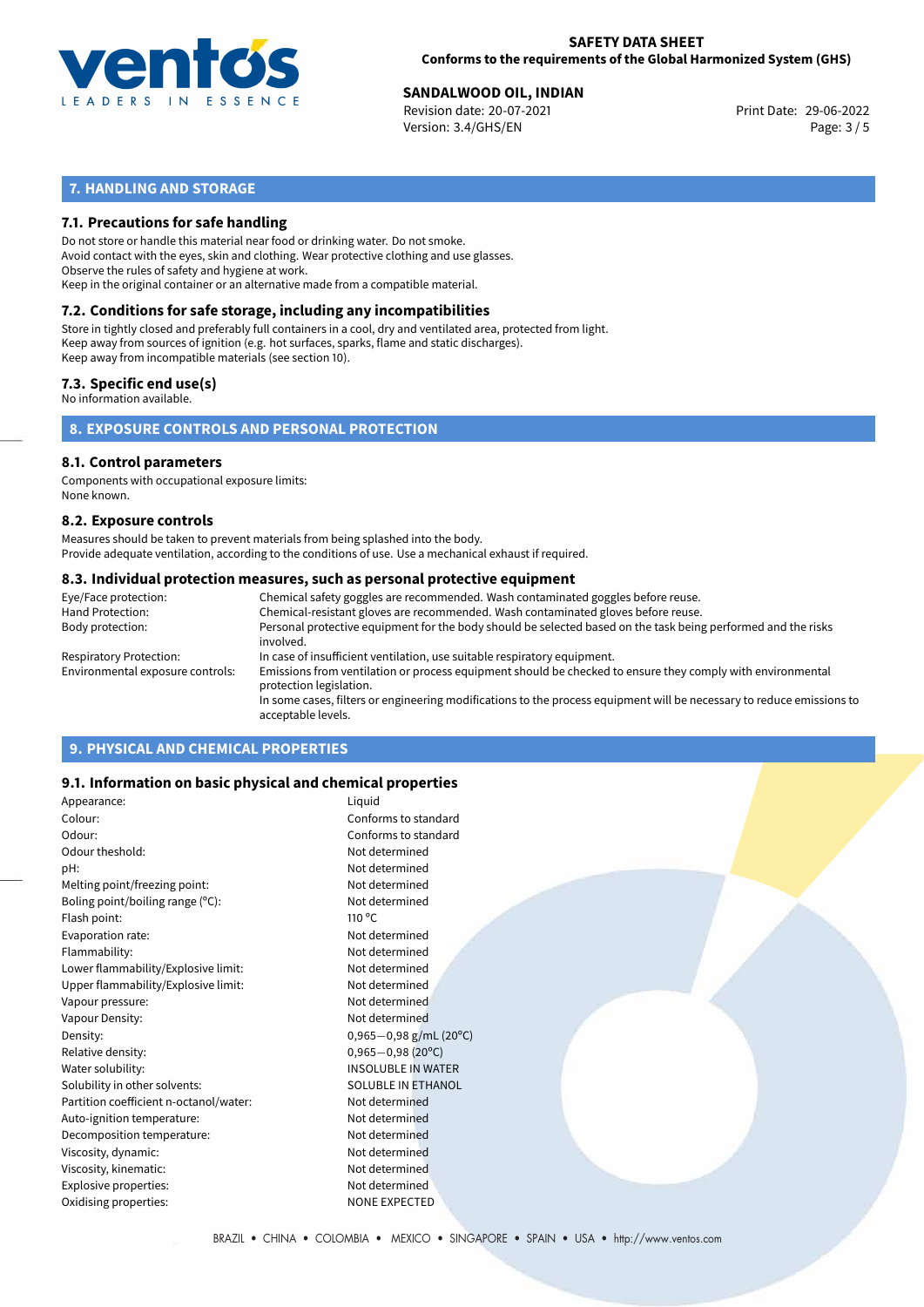## 7. HANDLING AND STORAGE

### 7.1. Precautions for safe handling

Do not store or handle this material near food or drinking water. Do not smoke.
Avoid contact with the eyes, skin and clothing. Wear protective clothing and use glasses.
Observe the rules of safety and hygiene at work.
Keep in the original container or an alternative made from a compatible material.

### 7.2. Conditions for safe storage, including any incompatibilities

Store in tightly closed and preferably full containers in a cool, dry and ventilated area, protected from light.
Keep away from sources of ignition (e.g. hot surfaces, sparks, flame and static discharges).
Keep away from incompatible materials (see section 10).

### 7.3. Specific end use(s)

No information available.

## 8. EXPOSURE CONTROLS AND PERSONAL PROTECTION

### 8.1. Control parameters

Components with occupational exposure limits:
None known.

### 8.2. Exposure controls

Measures should be taken to prevent materials from being splashed into the body.
Provide adequate ventilation, according to the conditions of use. Use a mechanical exhaust if required.

### 8.3. Individual protection measures, such as personal protective equipment

| | |
|---|---|
| Eye/Face protection: | Chemical safety goggles are recommended. Wash contaminated goggles before reuse. |
| Hand Protection: | Chemical-resistant gloves are recommended. Wash contaminated gloves before reuse. |
| Body protection: | Personal protective equipment for the body should be selected based on the task being performed and the risks involved. |
| Respiratory Protection: | In case of insufficient ventilation, use suitable respiratory equipment. |
| Environmental exposure controls: | Emissions from ventilation or process equipment should be checked to ensure they comply with environmental protection legislation. In some cases, filters or engineering modifications to the process equipment will be necessary to reduce emissions to acceptable levels. |

## 9. PHYSICAL AND CHEMICAL PROPERTIES

### 9.1. Information on basic physical and chemical properties

| | |
|---|---|
| Appearance: | Liquid |
| Colour: | Conforms to standard |
| Odour: | Conforms to standard |
| Odour theshold: | Not determined |
| pH: | Not determined |
| Melting point/freezing point: | Not determined |
| Boling point/boiling range (°C): | Not determined |
| Flash point: | 110 °C |
| Evaporation rate: | Not determined |
| Flammability: | Not determined |
| Lower flammability/Explosive limit: | Not determined |
| Upper flammability/Explosive limit: | Not determined |
| Vapour pressure: | Not determined |
| Vapour Density: | Not determined |
| Density: | 0,965−0,98 g/mL (20°C) |
| Relative density: | 0,965−0,98 (20°C) |
| Water solubility: | INSOLUBLE IN WATER |
| Solubility in other solvents: | SOLUBLE IN ETHANOL |
| Partition coefficient n-octanol/water: | Not determined |
| Auto-ignition temperature: | Not determined |
| Decomposition temperature: | Not determined |
| Viscosity, dynamic: | Not determined |
| Viscosity, kinematic: | Not determined |
| Explosive properties: | Not determined |
| Oxidising properties: | NONE EXPECTED |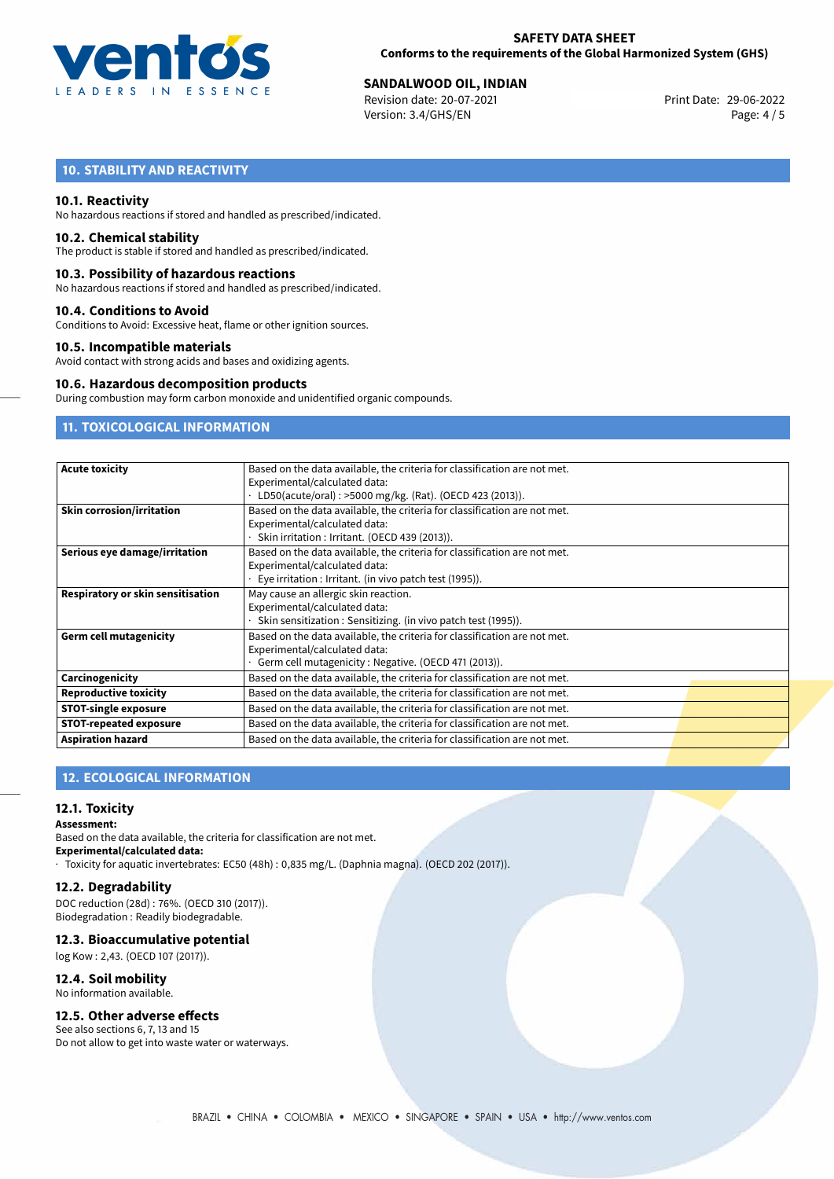## 10. STABILITY AND REACTIVITY

### 10.1. Reactivity

No hazardous reactions if stored and handled as prescribed/indicated.

### 10.2. Chemical stability

The product is stable if stored and handled as prescribed/indicated.

### 10.3. Possibility of hazardous reactions

No hazardous reactions if stored and handled as prescribed/indicated.

### 10.4. Conditions to Avoid

Conditions to Avoid: Excessive heat, flame or other ignition sources.

### 10.5. Incompatible materials

Avoid contact with strong acids and bases and oxidizing agents.

### 10.6. Hazardous decomposition products

During combustion may form carbon monoxide and unidentified organic compounds.

## 11. TOXICOLOGICAL INFORMATION

| | |
|---|---|
| **Acute toxicity** | Based on the data available, the criteria for classification are not met.<br>Experimental/calculated data:<br>· LD50(acute/oral) : >5000 mg/kg. (Rat). (OECD 423 (2013)). |
| **Skin corrosion/irritation** | Based on the data available, the criteria for classification are not met.<br>Experimental/calculated data:<br>· Skin irritation : Irritant. (OECD 439 (2013)). |
| **Serious eye damage/irritation** | Based on the data available, the criteria for classification are not met.<br>Experimental/calculated data:<br>· Eye irritation : Irritant. (in vivo patch test (1995)). |
| **Respiratory or skin sensitisation** | May cause an allergic skin reaction.<br>Experimental/calculated data:<br>· Skin sensitization : Sensitizing. (in vivo patch test (1995)). |
| **Germ cell mutagenicity** | Based on the data available, the criteria for classification are not met.<br>Experimental/calculated data:<br>· Germ cell mutagenicity : Negative. (OECD 471 (2013)). |
| **Carcinogenicity** | Based on the data available, the criteria for classification are not met. |
| **Reproductive toxicity** | Based on the data available, the criteria for classification are not met. |
| **STOT-single exposure** | Based on the data available, the criteria for classification are not met. |
| **STOT-repeated exposure** | Based on the data available, the criteria for classification are not met. |
| **Aspiration hazard** | Based on the data available, the criteria for classification are not met. |

## 12. ECOLOGICAL INFORMATION

### 12.1. Toxicity

**Assessment:**

Based on the data available, the criteria for classification are not met.

**Experimental/calculated data:**

· Toxicity for aquatic invertebrates: EC50 (48h) : 0,835 mg/L. (Daphnia magna). (OECD 202 (2017)).

### 12.2. Degradability

DOC reduction (28d) : 76%. (OECD 310 (2017)).
Biodegradation : Readily biodegradable.

### 12.3. Bioaccumulative potential

log Kow : 2,43. (OECD 107 (2017)).

### 12.4. Soil mobility

No information available.

### 12.5. Other adverse effects

See also sections 6, 7, 13 and 15
Do not allow to get into waste water or waterways.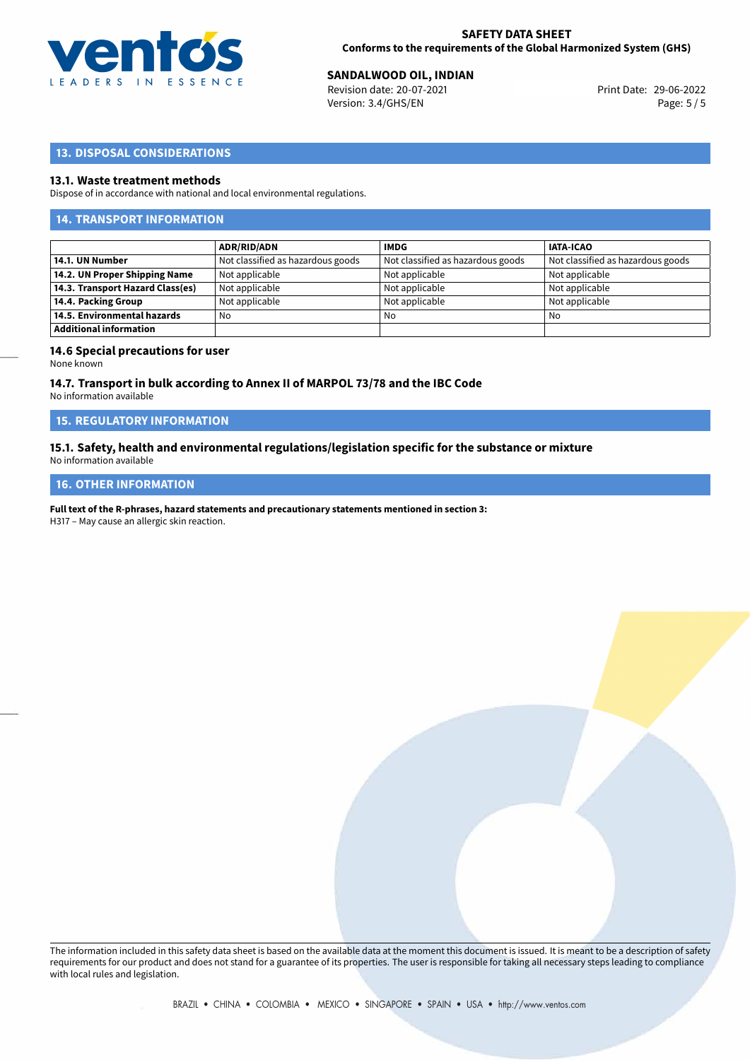## 13. DISPOSAL CONSIDERATIONS

### 13.1. Waste treatment methods

Dispose of in accordance with national and local environmental regulations.

## 14. TRANSPORT INFORMATION

| | ADR/RID/ADN | IMDG | IATA-ICAO |
|---|---|---|---|
| **14.1. UN Number** | Not classified as hazardous goods | Not classified as hazardous goods | Not classified as hazardous goods |
| **14.2. UN Proper Shipping Name** | Not applicable | Not applicable | Not applicable |
| **14.3. Transport Hazard Class(es)** | Not applicable | Not applicable | Not applicable |
| **14.4. Packing Group** | Not applicable | Not applicable | Not applicable |
| **14.5. Environmental hazards** | No | No | No |
| **Additional information** | | | |

### 14.6 Special precautions for user

None known

### 14.7. Transport in bulk according to Annex II of MARPOL 73/78 and the IBC Code

No information available

## 15. REGULATORY INFORMATION

### 15.1. Safety, health and environmental regulations/legislation specific for the substance or mixture

No information available

## 16. OTHER INFORMATION

**Full text of the R-phrases, hazard statements and precautionary statements mentioned in section 3:**

H317 – May cause an allergic skin reaction.

The information included in this safety data sheet is based on the available data at the moment this document is issued. It is meant to be a description of safety requirements for our product and does not stand for a guarantee of its properties. The user is responsible for taking all necessary steps leading to compliance with local rules and legislation.